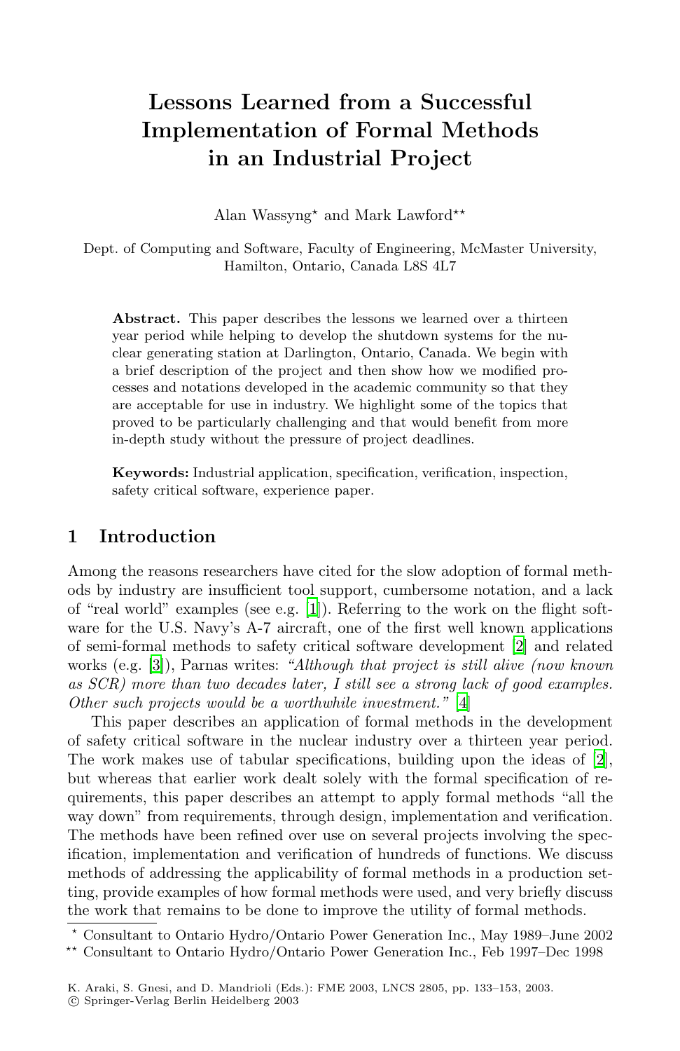# Lessons Learned from a Successful Implementation of Formal Methods in an Industrial Project

Alan Wassyng* and Mark Lawford**

Dept. of Computing and Software, Faculty of Engineering, McMaster University, Hamilton, Ontario, Canada L8S 4L7

**Abstract.** This paper describes the lessons we learned over a thirteen year period while helping to develop the shutdown systems for the nuclear generating station at Darlington, Ontario, Canada. We begin with a brief description of the project and then show how we modified processes and notations developed in the academic community so that they are acceptable for use in industry. We highlight some of the topics that proved to be particularly challenging and that would benefit from more in-depth study without the pressure of project deadlines.

**Keywords:** Industrial application, specification, verification, inspection, safety critical software, experience paper.

## 1 Introduction

Among the reasons researchers have cited for the slow adoption of formal methods by industry are insufficient tool support, cumbersome notation, and a lack of "real world" examples (see e.g. [1]). Referring to the work on the flight software for the U.S. Navy's A-7 aircraft, one of the first well known applications of semi-formal methods to safety critical software development [2] and related works (e.g. [3]), Parnas writes: *"Although that project is still alive (now known as SCR) more than two decades later, I still see a strong lack of good examples. Other such projects would be a worthwhile investment."* [4]

This paper describes an application of formal methods in the development of safety critical software in the nuclear industry over a thirteen year period. The work makes use of tabular specifications, building upon the ideas of [2], but whereas that earlier work dealt solely with the formal specification of requirements, this paper describes an attempt to apply formal methods "all the way down" from requirements, through design, implementation and verification. The methods have been refined over use on several projects involving the specification, implementation and verification of hundreds of functions. We discuss methods of addressing the applicability of formal methods in a production setting, provide examples of how formal methods were used, and very briefly discuss the work that remains to be done to improve the utility of formal methods.

* Consultant to Ontario Hydro/Ontario Power Generation Inc., May 1989–June 2002

** Consultant to Ontario Hydro/Ontario Power Generation Inc., Feb 1997–Dec 1998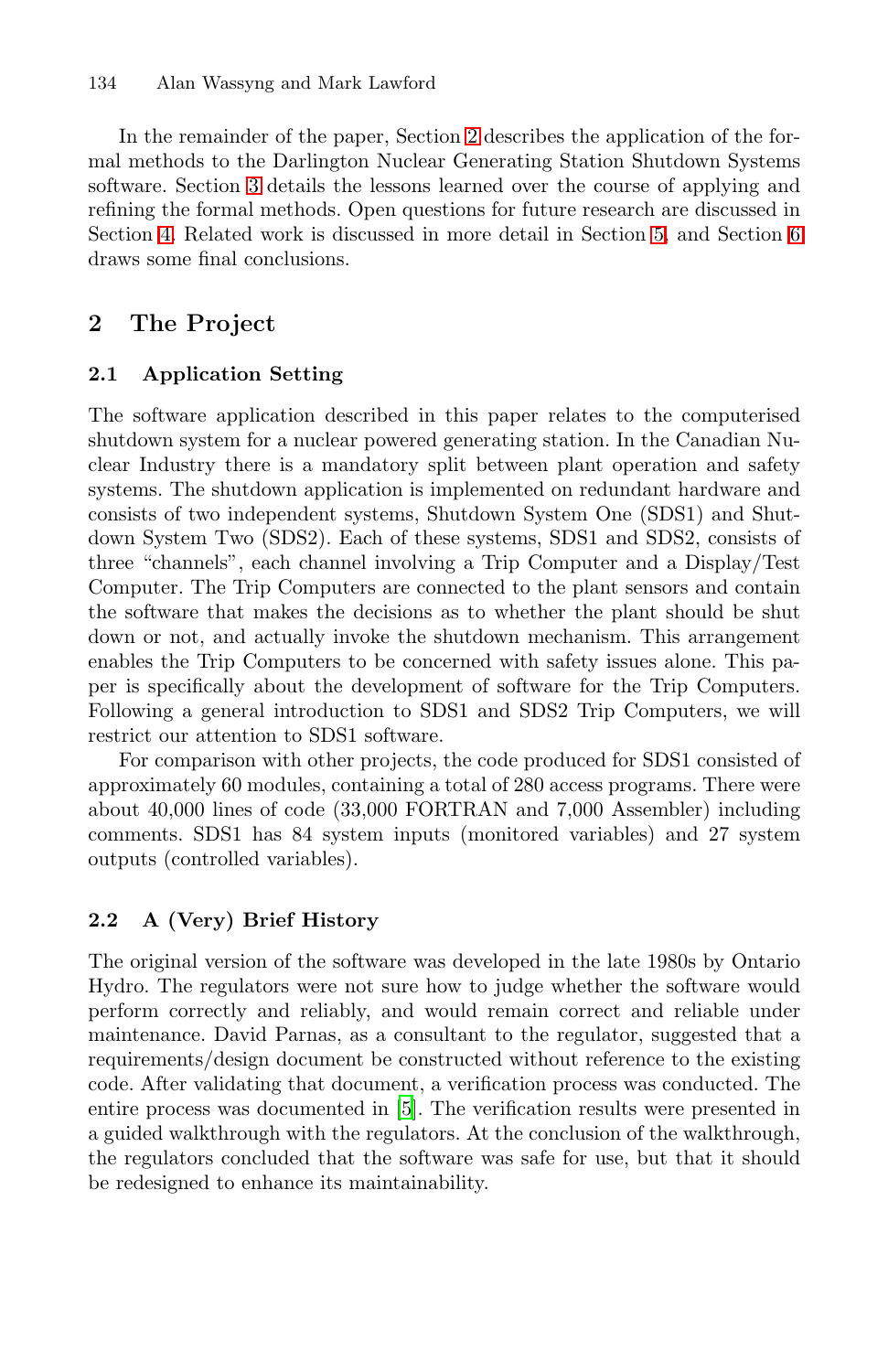In the remainder of the paper, Section 2 describes the application of the formal methods to the Darlington Nuclear Generating Station Shutdown Systems software. Section 3 details the lessons learned over the course of applying and refining the formal methods. Open questions for future research are discussed in Section 4. Related work is discussed in more detail in Section 5, and Section 6 draws some final conclusions.

## 2 The Project

### 2.1 Application Setting

The software application described in this paper relates to the computerised shutdown system for a nuclear powered generating station. In the Canadian Nuclear Industry there is a mandatory split between plant operation and safety systems. The shutdown application is implemented on redundant hardware and consists of two independent systems, Shutdown System One (SDS1) and Shutdown System Two (SDS2). Each of these systems, SDS1 and SDS2, consists of three "channels", each channel involving a Trip Computer and a Display/Test Computer. The Trip Computers are connected to the plant sensors and contain the software that makes the decisions as to whether the plant should be shut down or not, and actually invoke the shutdown mechanism. This arrangement enables the Trip Computers to be concerned with safety issues alone. This paper is specifically about the development of software for the Trip Computers. Following a general introduction to SDS1 and SDS2 Trip Computers, we will restrict our attention to SDS1 software.

For comparison with other projects, the code produced for SDS1 consisted of approximately 60 modules, containing a total of 280 access programs. There were about 40,000 lines of code (33,000 FORTRAN and 7,000 Assembler) including comments. SDS1 has 84 system inputs (monitored variables) and 27 system outputs (controlled variables).

### 2.2 A (Very) Brief History

The original version of the software was developed in the late 1980s by Ontario Hydro. The regulators were not sure how to judge whether the software would perform correctly and reliably, and would remain correct and reliable under maintenance. David Parnas, as a consultant to the regulator, suggested that a requirements/design document be constructed without reference to the existing code. After validating that document, a verification process was conducted. The entire process was documented in [5]. The verification results were presented in a guided walkthrough with the regulators. At the conclusion of the walkthrough, the regulators concluded that the software was safe for use, but that it should be redesigned to enhance its maintainability.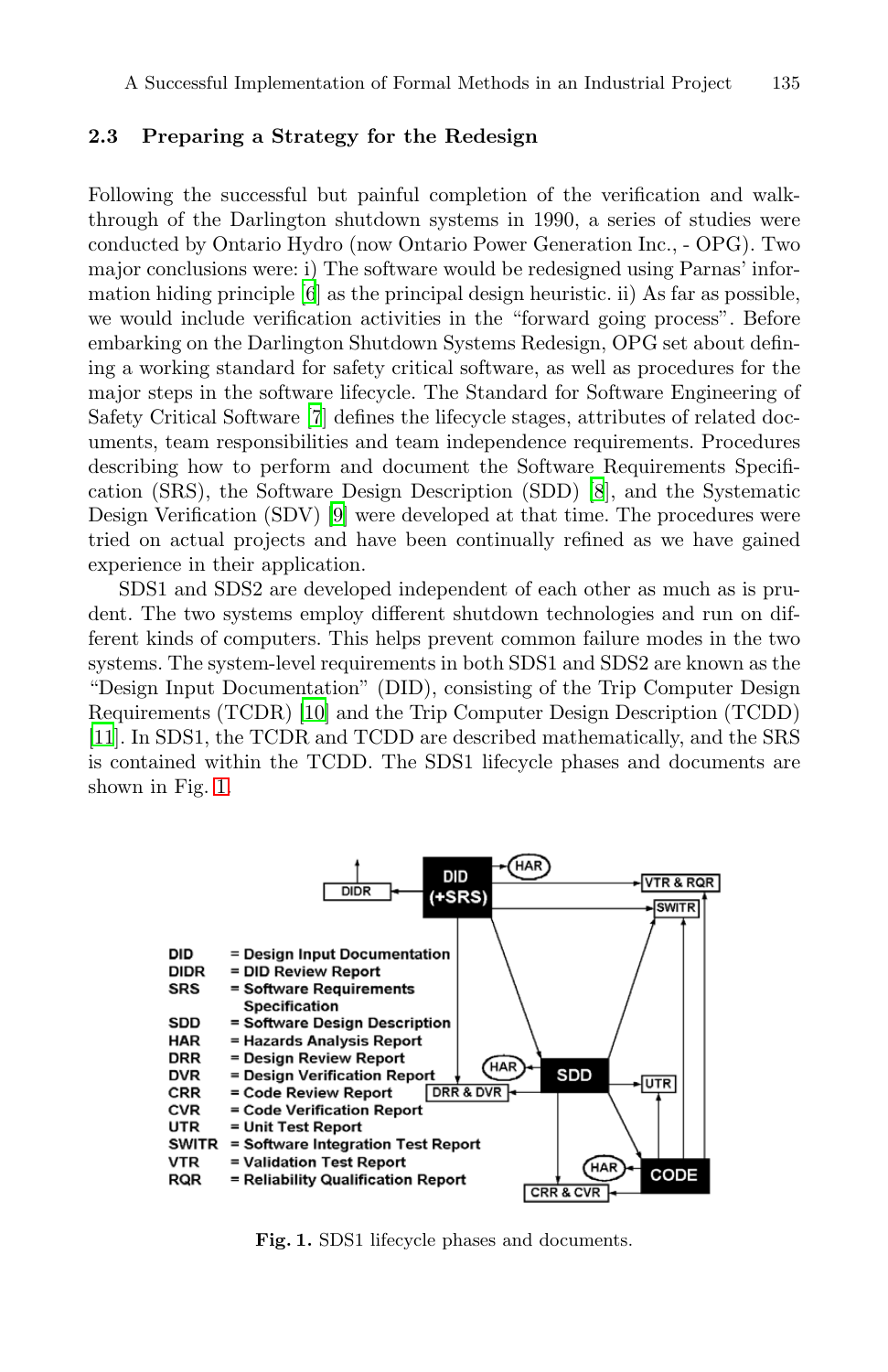### 2.3 Preparing a Strategy for the Redesign

Following the successful but painful completion of the verification and walk-through of the Darlington shutdown systems in 1990, a series of studies were conducted by Ontario Hydro (now Ontario Power Generation Inc., - OPG). Two major conclusions were: i) The software would be redesigned using Parnas' information hiding principle [6] as the principal design heuristic. ii) As far as possible, we would include verification activities in the "forward going process". Before embarking on the Darlington Shutdown Systems Redesign, OPG set about defining a working standard for safety critical software, as well as procedures for the major steps in the software lifecycle. The Standard for Software Engineering of Safety Critical Software [7] defines the lifecycle stages, attributes of related documents, team responsibilities and team independence requirements. Procedures describing how to perform and document the Software Requirements Specification (SRS), the Software Design Description (SDD) [8], and the Systematic Design Verification (SDV) [9] were developed at that time. The procedures were tried on actual projects and have been continually refined as we have gained experience in their application.

SDS1 and SDS2 are developed independent of each other as much as is prudent. The two systems employ different shutdown technologies and run on different kinds of computers. This helps prevent common failure modes in the two systems. The system-level requirements in both SDS1 and SDS2 are known as the "Design Input Documentation" (DID), consisting of the Trip Computer Design Requirements (TCDR) [10] and the Trip Computer Design Description (TCDD) [11]. In SDS1, the TCDR and TCDD are described mathematically, and the SRS is contained within the TCDD. The SDS1 lifecycle phases and documents are shown in Fig. 1.

**Fig. 1.** SDS1 lifecycle phases and documents.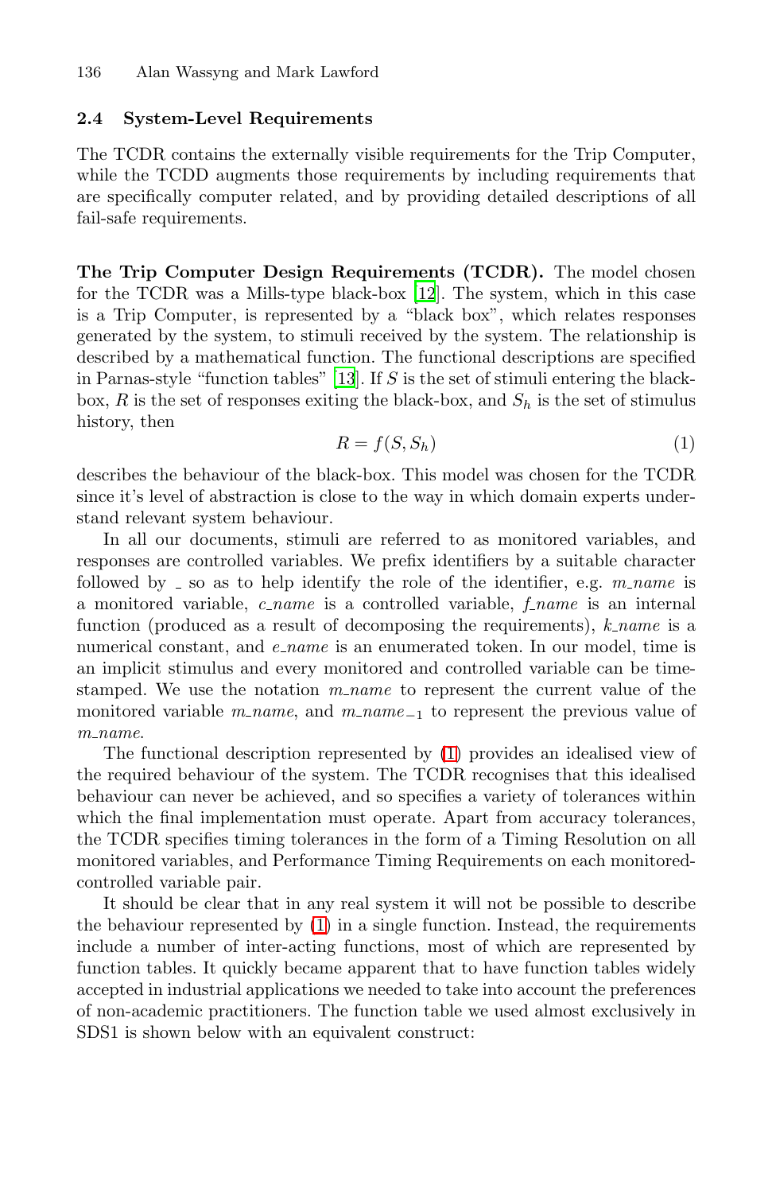### 2.4 System-Level Requirements

The TCDR contains the externally visible requirements for the Trip Computer, while the TCDD augments those requirements by including requirements that are specifically computer related, and by providing detailed descriptions of all fail-safe requirements.

**The Trip Computer Design Requirements (TCDR).** The model chosen for the TCDR was a Mills-type black-box [12]. The system, which in this case is a Trip Computer, is represented by a "black box", which relates responses generated by the system, to stimuli received by the system. The relationship is described by a mathematical function. The functional descriptions are specified in Parnas-style "function tables" [13]. If $S$ is the set of stimuli entering the black-box, $R$ is the set of responses exiting the black-box, and $S_h$ is the set of stimulus history, then

$$R = f(S, S_h) \tag{1}$$

describes the behaviour of the black-box. This model was chosen for the TCDR since it's level of abstraction is close to the way in which domain experts understand relevant system behaviour.

In all our documents, stimuli are referred to as monitored variables, and responses are controlled variables. We prefix identifiers by a suitable character followed by _ so as to help identify the role of the identifier, e.g. *m_name* is a monitored variable, *c_name* is a controlled variable, *f_name* is an internal function (produced as a result of decomposing the requirements), *k_name* is a numerical constant, and *e_name* is an enumerated token. In our model, time is an implicit stimulus and every monitored and controlled variable can be time-stamped. We use the notation *m_name* to represent the current value of the monitored variable *m_name*, and $m\_name_{-1}$ to represent the previous value of *m_name*.

The functional description represented by (1) provides an idealised view of the required behaviour of the system. The TCDR recognises that this idealised behaviour can never be achieved, and so specifies a variety of tolerances within which the final implementation must operate. Apart from accuracy tolerances, the TCDR specifies timing tolerances in the form of a Timing Resolution on all monitored variables, and Performance Timing Requirements on each monitored-controlled variable pair.

It should be clear that in any real system it will not be possible to describe the behaviour represented by (1) in a single function. Instead, the requirements include a number of inter-acting functions, most of which are represented by function tables. It quickly became apparent that to have function tables widely accepted in industrial applications we needed to take into account the preferences of non-academic practitioners. The function table we used almost exclusively in SDS1 is shown below with an equivalent construct: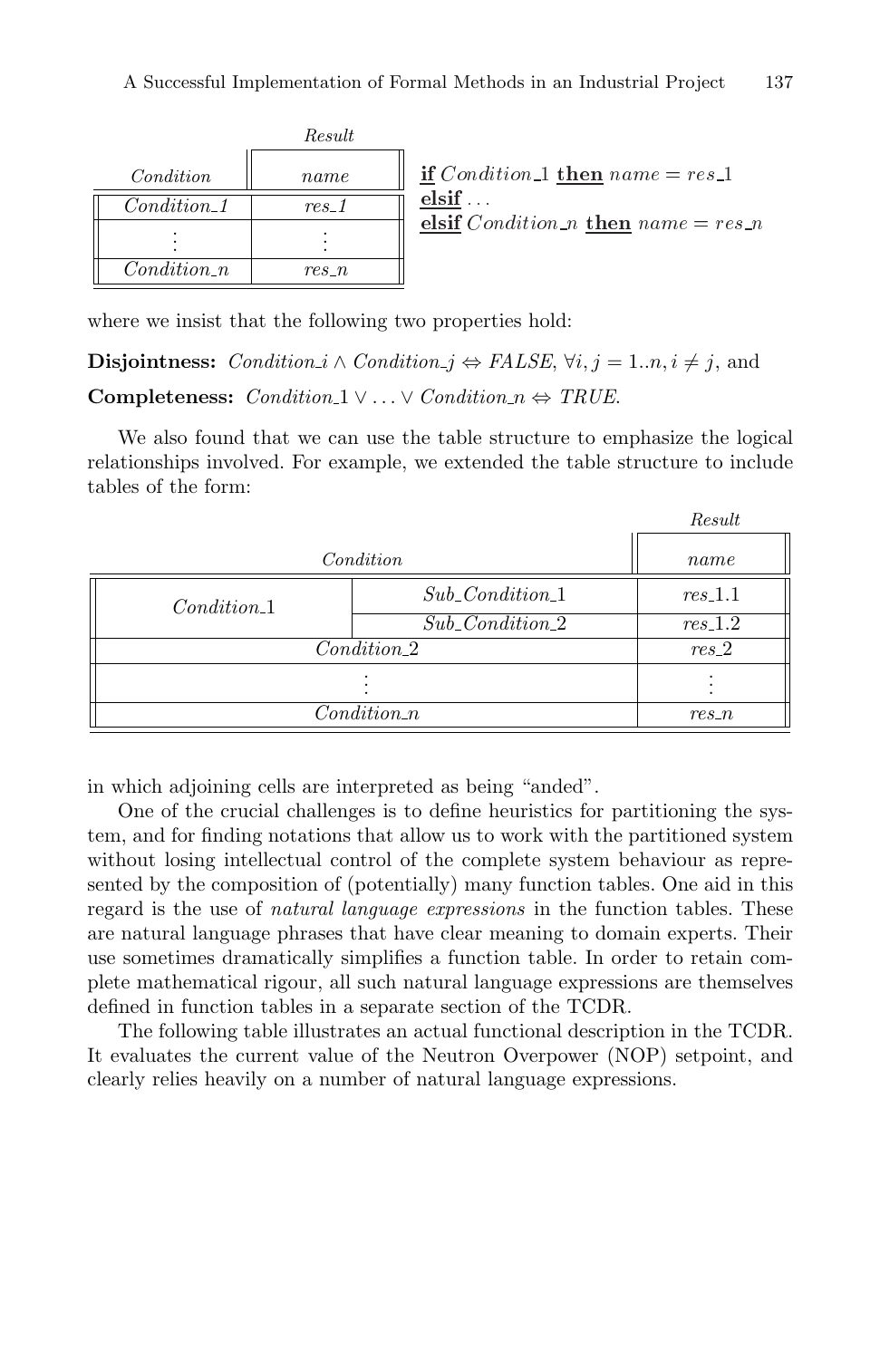| Condition | Result name |
|---|---|
| *Condition_1* | *res_1* |
| ⋮ | ⋮ |
| *Condition_n* | *res_n* |

**if** *Condition_1* **then** *name* = *res_1*
**elsif** . . .
**elsif** *Condition_n* **then** *name* = *res_n*

where we insist that the following two properties hold:

**Disjointness:** $Condition\_i \wedge Condition\_j \Leftrightarrow FALSE$, $\forall i, j = 1..n, i \neq j$, and

**Completeness:** $Condition\_1 \vee \ldots \vee Condition\_n \Leftrightarrow TRUE$.

We also found that we can use the table structure to emphasize the logical relationships involved. For example, we extended the table structure to include tables of the form:

| Condition | | Result name |
|---|---|---|
| *Condition_1* | *Sub_Condition_1* | *res_1.1* |
| | *Sub_Condition_2* | *res_1.2* |
| *Condition_2* | | *res_2* |
| ⋮ | | ⋮ |
| *Condition_n* | | *res_n* |

in which adjoining cells are interpreted as being "anded".

One of the crucial challenges is to define heuristics for partitioning the system, and for finding notations that allow us to work with the partitioned system without losing intellectual control of the complete system behaviour as represented by the composition of (potentially) many function tables. One aid in this regard is the use of *natural language expressions* in the function tables. These are natural language phrases that have clear meaning to domain experts. Their use sometimes dramatically simplifies a function table. In order to retain complete mathematical rigour, all such natural language expressions are themselves defined in function tables in a separate section of the TCDR.

The following table illustrates an actual functional description in the TCDR. It evaluates the current value of the Neutron Overpower (NOP) setpoint, and clearly relies heavily on a number of natural language expressions.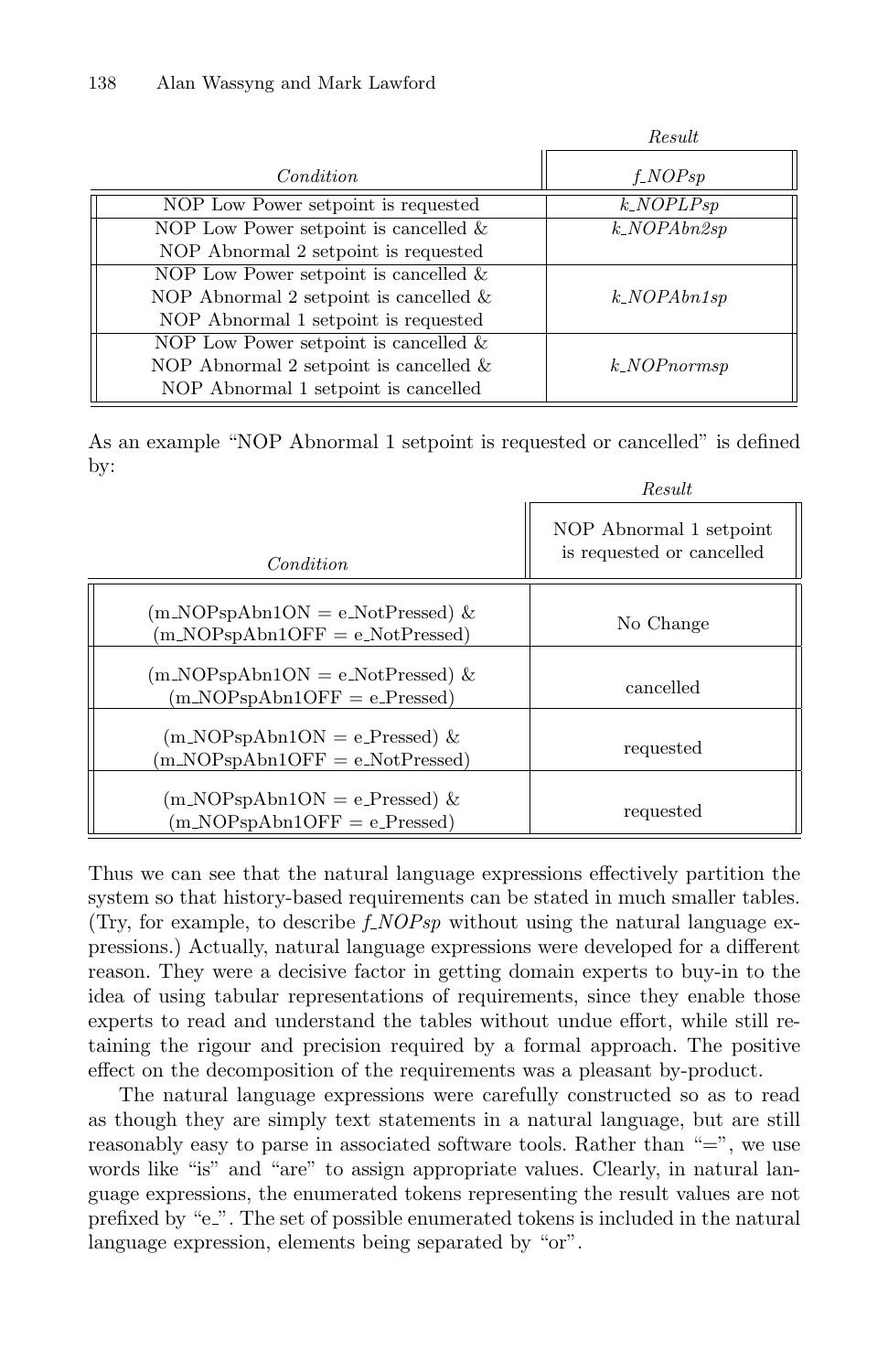| Condition | *Result* f_NOPsp |
|---|---|
| NOP Low Power setpoint is requested | *k_NOPLPsp* |
| NOP Low Power setpoint is cancelled & NOP Abnormal 2 setpoint is requested | *k_NOPAbn2sp* |
| NOP Low Power setpoint is cancelled & NOP Abnormal 2 setpoint is cancelled & NOP Abnormal 1 setpoint is requested | *k_NOPAbn1sp* |
| NOP Low Power setpoint is cancelled & NOP Abnormal 2 setpoint is cancelled & NOP Abnormal 1 setpoint is cancelled | *k_NOPnormsp* |

As an example "NOP Abnormal 1 setpoint is requested or cancelled" is defined by:

| Condition | *Result* NOP Abnormal 1 setpoint is requested or cancelled |
|---|---|
| (m_NOPspAbn1ON = e_NotPressed) & (m_NOPspAbn1OFF = e_NotPressed) | No Change |
| (m_NOPspAbn1ON = e_NotPressed) & (m_NOPspAbn1OFF = e_Pressed) | cancelled |
| (m_NOPspAbn1ON = e_Pressed) & (m_NOPspAbn1OFF = e_NotPressed) | requested |
| (m_NOPspAbn1ON = e_Pressed) & (m_NOPspAbn1OFF = e_Pressed) | requested |

Thus we can see that the natural language expressions effectively partition the system so that history-based requirements can be stated in much smaller tables. (Try, for example, to describe *f_NOPsp* without using the natural language expressions.) Actually, natural language expressions were developed for a different reason. They were a decisive factor in getting domain experts to buy-in to the idea of using tabular representations of requirements, since they enable those experts to read and understand the tables without undue effort, while still retaining the rigour and precision required by a formal approach. The positive effect on the decomposition of the requirements was a pleasant by-product.

The natural language expressions were carefully constructed so as to read as though they are simply text statements in a natural language, but are still reasonably easy to parse in associated software tools. Rather than "=", we use words like "is" and "are" to assign appropriate values. Clearly, in natural language expressions, the enumerated tokens representing the result values are not prefixed by "e_". The set of possible enumerated tokens is included in the natural language expression, elements being separated by "or".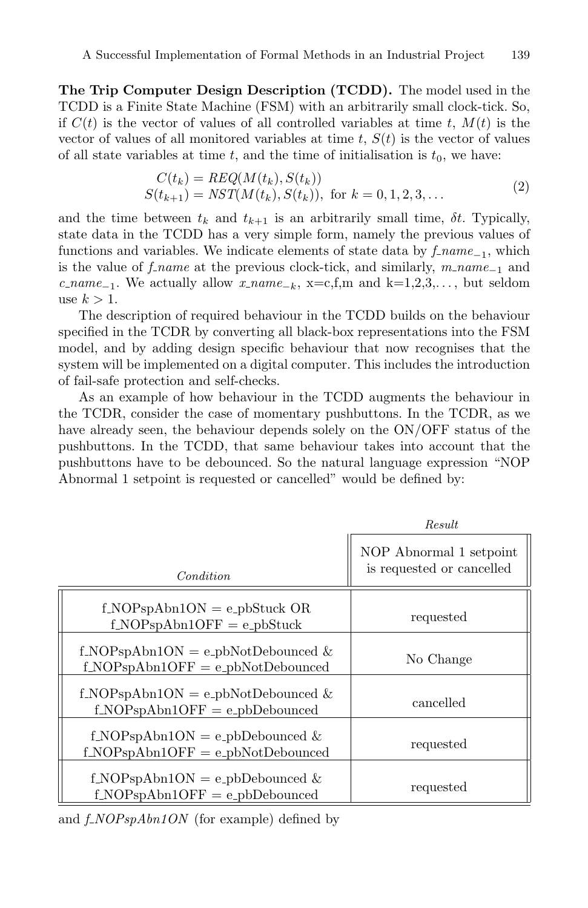**The Trip Computer Design Description (TCDD).** The model used in the TCDD is a Finite State Machine (FSM) with an arbitrarily small clock-tick. So, if $C(t)$ is the vector of values of all controlled variables at time $t$, $M(t)$ is the vector of values of all monitored variables at time $t$, $S(t)$ is the vector of values of all state variables at time $t$, and the time of initialisation is $t_0$, we have:

$$
\begin{aligned}
C(t_k) &= REQ(M(t_k), S(t_k)) \\
S(t_{k+1}) &= NST(M(t_k), S(t_k)), \text{ for } k = 0, 1, 2, 3, \ldots
\end{aligned}
\tag{2}
$$

and the time between $t_k$ and $t_{k+1}$ is an arbitrarily small time, $\delta t$. Typically, state data in the TCDD has a very simple form, namely the previous values of functions and variables. We indicate elements of state data by $f\_name_{-1}$, which is the value of *f_name* at the previous clock-tick, and similarly, $m\_name_{-1}$ and $c\_name_{-1}$. We actually allow $x\_name_{-k}$, x=c,f,m and k=1,2,3,... but seldom use $k > 1$.

The description of required behaviour in the TCDD builds on the behaviour specified in the TCDR by converting all black-box representations into the FSM model, and by adding design specific behaviour that now recognises that the system will be implemented on a digital computer. This includes the introduction of fail-safe protection and self-checks.

As an example of how behaviour in the TCDD augments the behaviour in the TCDR, consider the case of momentary pushbuttons. In the TCDR, as we have already seen, the behaviour depends solely on the ON/OFF status of the pushbuttons. In the TCDD, that same behaviour takes into account that the pushbuttons have to be debounced. So the natural language expression "NOP Abnormal 1 setpoint is requested or cancelled" would be defined by:

| *Condition* | *Result*: NOP Abnormal 1 setpoint is requested or cancelled |
|---|---|
| f_NOPspAbn1ON = e_pbStuck OR f_NOPspAbn1OFF = e_pbStuck | requested |
| f_NOPspAbn1ON = e_pbNotDebounced & f_NOPspAbn1OFF = e_pbNotDebounced | No Change |
| f_NOPspAbn1ON = e_pbNotDebounced & f_NOPspAbn1OFF = e_pbDebounced | cancelled |
| f_NOPspAbn1ON = e_pbDebounced & f_NOPspAbn1OFF = e_pbNotDebounced | requested |
| f_NOPspAbn1ON = e_pbDebounced & f_NOPspAbn1OFF = e_pbDebounced | requested |

and *f_NOPspAbn1ON* (for example) defined by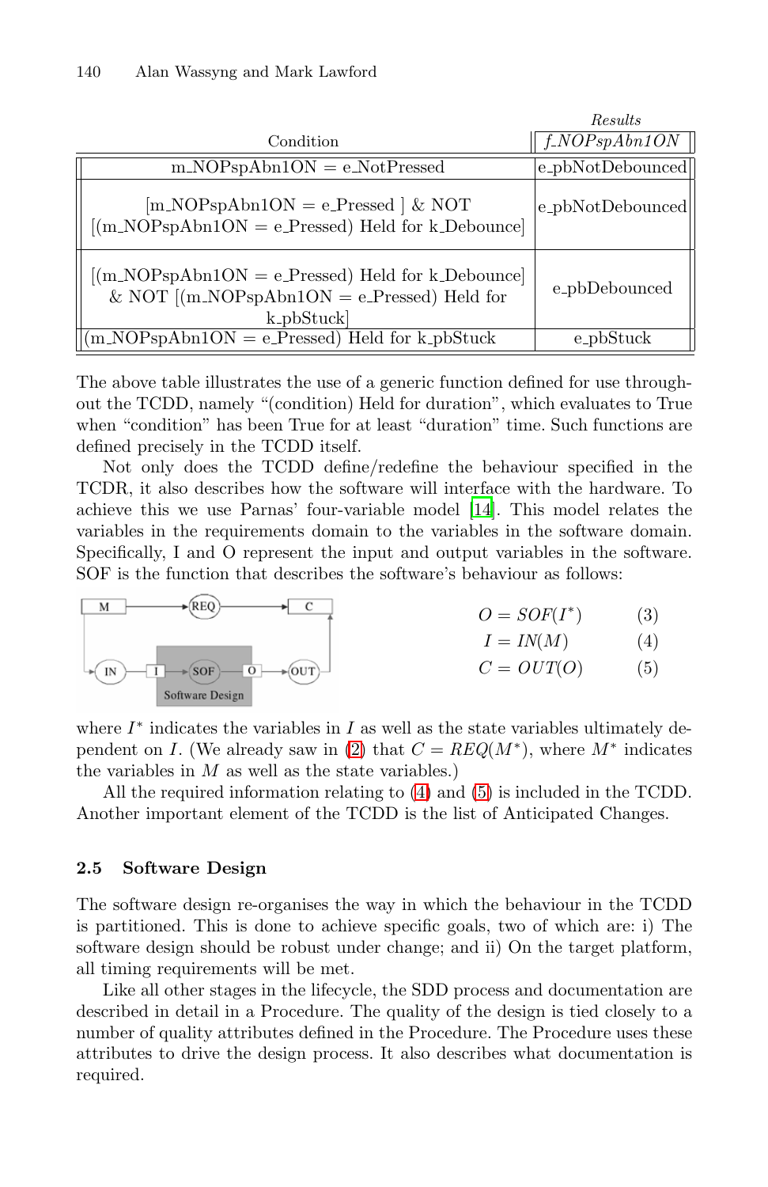| Condition | *Results* |
|---|---|
| | *f_NOPspAbn1ON* |
| m_NOPspAbn1ON = e_NotPressed | e_pbNotDebounced |
| [m_NOPspAbn1ON = e_Pressed ] & NOT [(m_NOPspAbn1ON = e_Pressed) Held for k_Debounce] | e_pbNotDebounced |
| [(m_NOPspAbn1ON = e_Pressed) Held for k_Debounce] & NOT [(m_NOPspAbn1ON = e_Pressed) Held for k_pbStuck] | e_pbDebounced |
| (m_NOPspAbn1ON = e_Pressed) Held for k_pbStuck | e_pbStuck |

The above table illustrates the use of a generic function defined for use throughout the TCDD, namely "(condition) Held for duration", which evaluates to True when "condition" has been True for at least "duration" time. Such functions are defined precisely in the TCDD itself.

Not only does the TCDD define/redefine the behaviour specified in the TCDR, it also describes how the software will interface with the hardware. To achieve this we use Parnas' four-variable model [14]. This model relates the variables in the requirements domain to the variables in the software domain. Specifically, I and O represent the input and output variables in the software. SOF is the function that describes the software's behaviour as follows:

$$O = SOF(I^*) \quad (3)$$

$$I = IN(M) \quad (4)$$

$$C = OUT(O) \quad (5)$$

where $I^*$ indicates the variables in $I$ as well as the state variables ultimately dependent on $I$. (We already saw in (2) that $C = REQ(M^*)$, where $M^*$ indicates the variables in $M$ as well as the state variables.)

All the required information relating to (4) and (5) is included in the TCDD. Another important element of the TCDD is the list of Anticipated Changes.

### 2.5 Software Design

The software design re-organises the way in which the behaviour in the TCDD is partitioned. This is done to achieve specific goals, two of which are: i) The software design should be robust under change; and ii) On the target platform, all timing requirements will be met.

Like all other stages in the lifecycle, the SDD process and documentation are described in detail in a Procedure. The quality of the design is tied closely to a number of quality attributes defined in the Procedure. The Procedure uses these attributes to drive the design process. It also describes what documentation is required.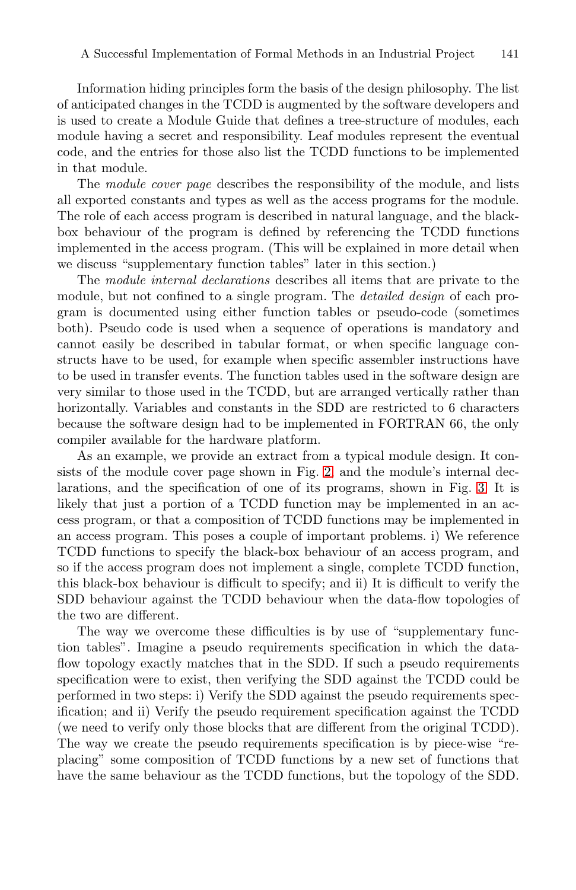Information hiding principles form the basis of the design philosophy. The list of anticipated changes in the TCDD is augmented by the software developers and is used to create a Module Guide that defines a tree-structure of modules, each module having a secret and responsibility. Leaf modules represent the eventual code, and the entries for those also list the TCDD functions to be implemented in that module.

The *module cover page* describes the responsibility of the module, and lists all exported constants and types as well as the access programs for the module. The role of each access program is described in natural language, and the black-box behaviour of the program is defined by referencing the TCDD functions implemented in the access program. (This will be explained in more detail when we discuss "supplementary function tables" later in this section.)

The *module internal declarations* describes all items that are private to the module, but not confined to a single program. The *detailed design* of each program is documented using either function tables or pseudo-code (sometimes both). Pseudo code is used when a sequence of operations is mandatory and cannot easily be described in tabular format, or when specific language constructs have to be used, for example when specific assembler instructions have to be used in transfer events. The function tables used in the software design are very similar to those used in the TCDD, but are arranged vertically rather than horizontally. Variables and constants in the SDD are restricted to 6 characters because the software design had to be implemented in FORTRAN 66, the only compiler available for the hardware platform.

As an example, we provide an extract from a typical module design. It consists of the module cover page shown in Fig. 2, and the module's internal declarations, and the specification of one of its programs, shown in Fig. 3. It is likely that just a portion of a TCDD function may be implemented in an access program, or that a composition of TCDD functions may be implemented in an access program. This poses a couple of important problems. i) We reference TCDD functions to specify the black-box behaviour of an access program, and so if the access program does not implement a single, complete TCDD function, this black-box behaviour is difficult to specify; and ii) It is difficult to verify the SDD behaviour against the TCDD behaviour when the data-flow topologies of the two are different.

The way we overcome these difficulties is by use of "supplementary function tables". Imagine a pseudo requirements specification in which the data-flow topology exactly matches that in the SDD. If such a pseudo requirements specification were to exist, then verifying the SDD against the TCDD could be performed in two steps: i) Verify the SDD against the pseudo requirements specification; and ii) Verify the pseudo requirement specification against the TCDD (we need to verify only those blocks that are different from the original TCDD). The way we create the pseudo requirements specification is by piece-wise "replacing" some composition of TCDD functions by a new set of functions that have the same behaviour as the TCDD functions, but the topology of the SDD.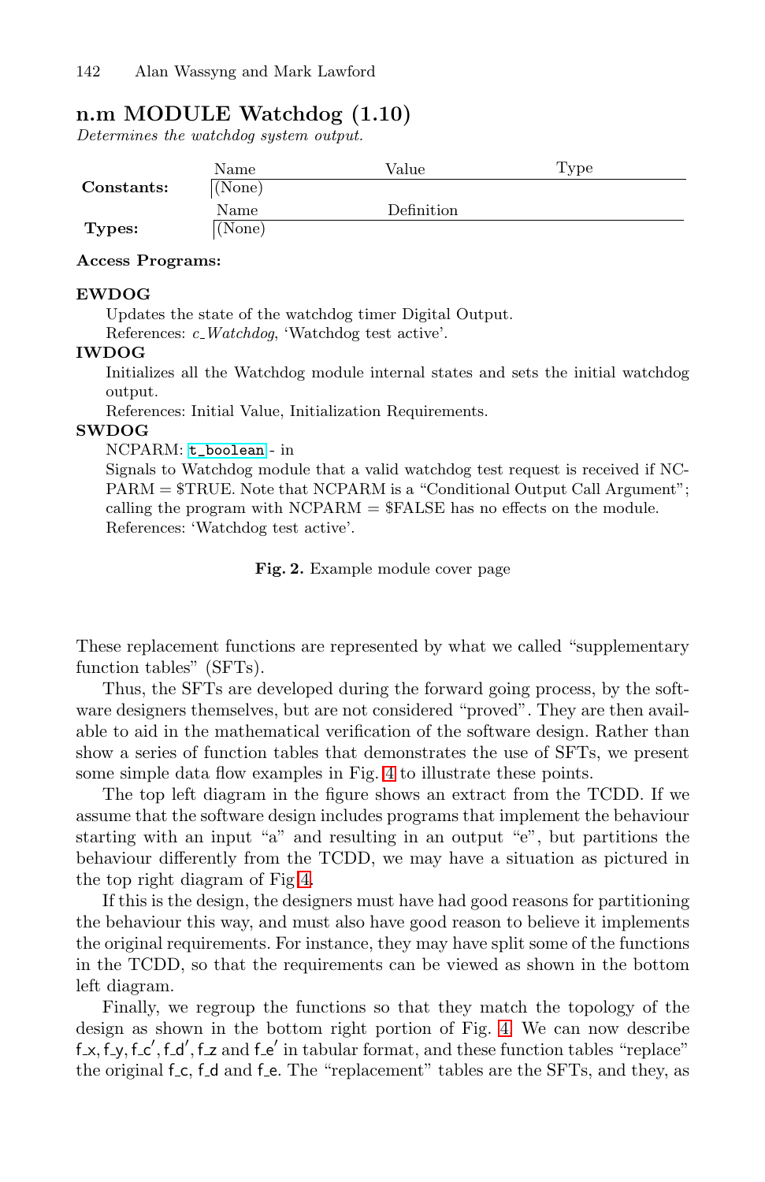## n.m MODULE Watchdog (1.10)

*Determines the watchdog system output.*

| | Name | Value | Type |
|---|---|---|---|
| **Constants:** | (None) | | |

| | Name | Definition |
|---|---|---|
| **Types:** | (None) | |

**Access Programs:**

**EWDOG**

Updates the state of the watchdog timer Digital Output.
References: *c_Watchdog*, 'Watchdog test active'.

**IWDOG**

Initializes all the Watchdog module internal states and sets the initial watchdog output.
References: Initial Value, Initialization Requirements.

**SWDOG**

NCPARM: `t_boolean` - in
Signals to Watchdog module that a valid watchdog test request is received if NCPARM = $TRUE. Note that NCPARM is a "Conditional Output Call Argument"; calling the program with NCPARM = $FALSE has no effects on the module.
References: 'Watchdog test active'.

**Fig. 2.** Example module cover page

These replacement functions are represented by what we called "supplementary function tables" (SFTs).

Thus, the SFTs are developed during the forward going process, by the software designers themselves, but are not considered "proved". They are then available to aid in the mathematical verification of the software design. Rather than show a series of function tables that demonstrates the use of SFTs, we present some simple data flow examples in Fig. 4 to illustrate these points.

The top left diagram in the figure shows an extract from the TCDD. If we assume that the software design includes programs that implement the behaviour starting with an input "a" and resulting in an output "e", but partitions the behaviour differently from the TCDD, we may have a situation as pictured in the top right diagram of Fig 4.

If this is the design, the designers must have had good reasons for partitioning the behaviour this way, and must also have good reason to believe it implements the original requirements. For instance, they may have split some of the functions in the TCDD, so that the requirements can be viewed as shown in the bottom left diagram.

Finally, we regroup the functions so that they match the topology of the design as shown in the bottom right portion of Fig. 4. We can now describe f_x, f_y, f_c′, f_d′, f_z and f_e′ in tabular format, and these function tables "replace" the original f_c, f_d and f_e. The "replacement" tables are the SFTs, and they, as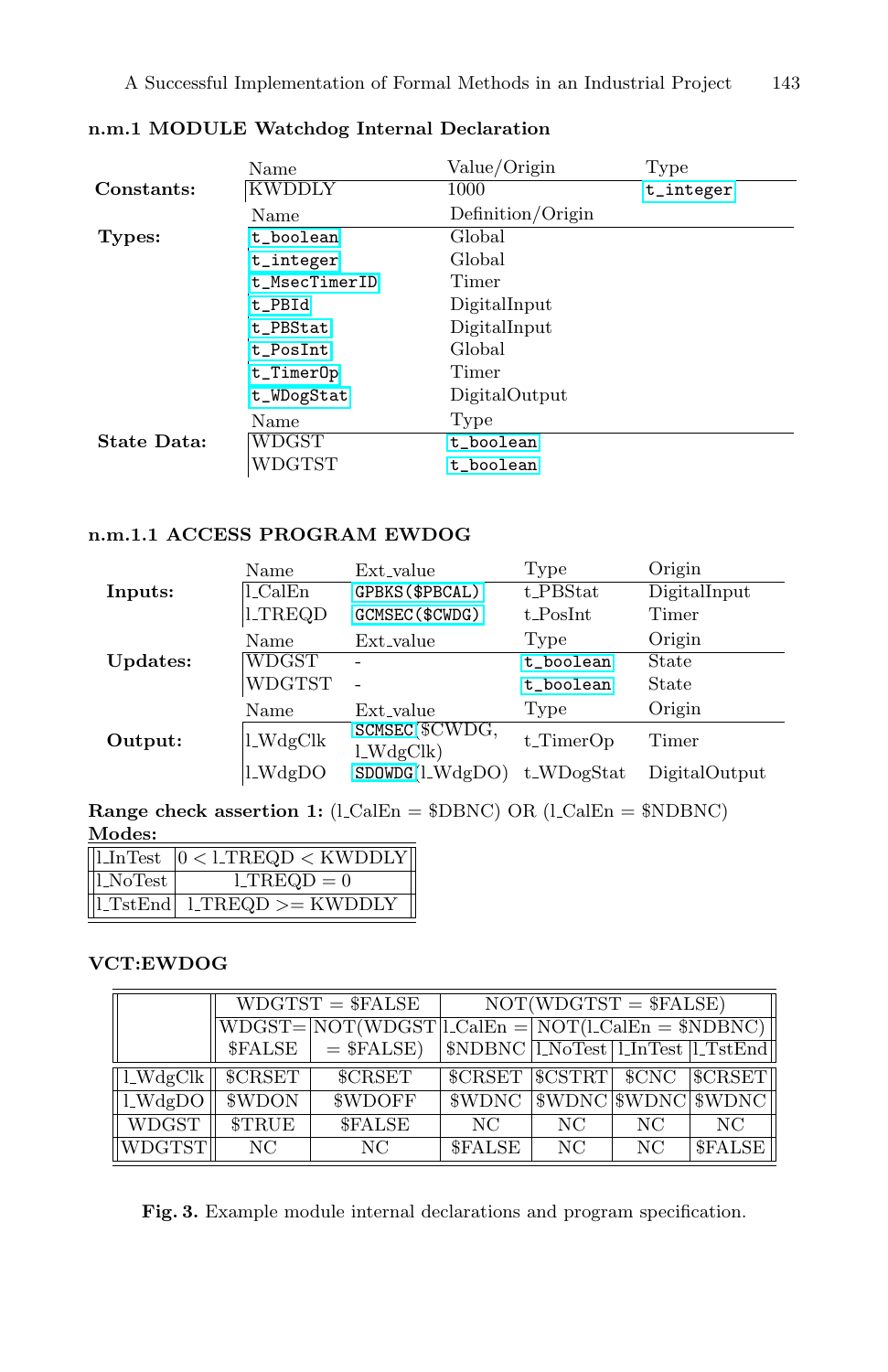### n.m.1 MODULE Watchdog Internal Declaration

| | Name | Value/Origin | Type |
|---|---|---|---|
| **Constants:** | KWDDLY | 1000 | `t_integer` |

| | Name | Definition/Origin |
|---|---|---|
| **Types:** | `t_boolean` | Global |
| | `t_integer` | Global |
| | `t_MsecTimerID` | Timer |
| | `t_PBId` | DigitalInput |
| | `t_PBStat` | DigitalInput |
| | `t_PosInt` | Global |
| | `t_TimerOp` | Timer |
| | `t_WDogStat` | DigitalOutput |

| | Name | Type |
|---|---|---|
| **State Data:** | WDGST | `t_boolean` |
| | WDGTST | `t_boolean` |

#### n.m.1.1 ACCESS PROGRAM EWDOG

| | Name | Ext_value | Type | Origin |
|---|---|---|---|---|
| **Inputs:** | l_CalEn | `GPBKS($PBCAL)` | t_PBStat | DigitalInput |
| | l_TREQD | `GCMSEC($CWDG)` | t_PosInt | Timer |

| | Name | Ext_value | Type | Origin |
|---|---|---|---|---|
| **Updates:** | WDGST | - | `t_boolean` | State |
| | WDGTST | - | `t_boolean` | State |

| | Name | Ext_value | Type | Origin |
|---|---|---|---|---|
| **Output:** | l_WdgClk | `SCMSEC`($CWDG, l_WdgClk) | t_TimerOp | Timer |
| | l_WdgDO | `SDOWDG`(l_WdgDO) | t_WDogStat | DigitalOutput |

**Range check assertion 1:** (l_CalEn = $DBNC) OR (l_CalEn = $NDBNC)

**Modes:**

| | |
|---|---|
| l_InTest | 0 < l_TREQD < KWDDLY |
| l_NoTest | l_TREQD = 0 |
| l_TstEnd | l_TREQD >= KWDDLY |

### VCT:EWDOG

| | WDGTST = $FALSE | | NOT(WDGTST = $FALSE) | | | |
|---|---|---|---|---|---|---|
| | WDGST= $FALSE | NOT(WDGST = $FALSE) | l_CalEn = $NDBNC | NOT(l_CalEn = $NDBNC) | | |
| | | | | l_NoTest | l_InTest | l_TstEnd |
| l_WdgClk | $CRSET | $CRSET | $CRSET | $CSTRT | $CNC | $CRSET |
| l_WdgDO | $WDON | $WDOFF | $WDNC | $WDNC | $WDNC | $WDNC |
| WDGST | $TRUE | $FALSE | NC | NC | NC | NC |
| WDGTST | NC | NC | $FALSE | NC | NC | $FALSE |

**Fig. 3.** Example module internal declarations and program specification.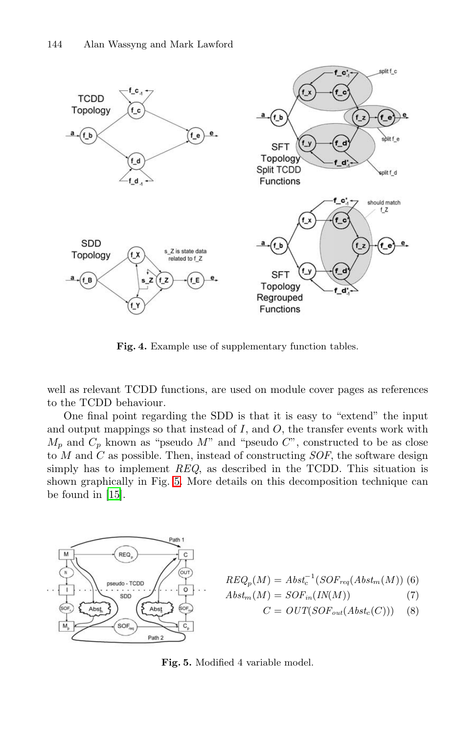**Fig. 4.** Example use of supplementary function tables.

well as relevant TCDD functions, are used on module cover pages as references to the TCDD behaviour.

One final point regarding the SDD is that it is easy to "extend" the input and output mappings so that instead of $I$, and $O$, the transfer events work with $M_p$ and $C_p$ known as "pseudo $M$" and "pseudo $C$", constructed to be as close to $M$ and $C$ as possible. Then, instead of constructing $SOF$, the software design simply has to implement $REQ$, as described in the TCDD. This situation is shown graphically in Fig. 5. More details on this decomposition technique can be found in [15].

$$REQ_p(M) = Abst_c^{-1}(SOF_{req}(Abst_m(M)) \quad (6)$$

$$Abst_m(M) = SOF_{in}(IN(M)) \quad (7)$$

$$C = OUT(SOF_{out}(Abst_c(C))) \quad (8)$$

**Fig. 5.** Modified 4 variable model.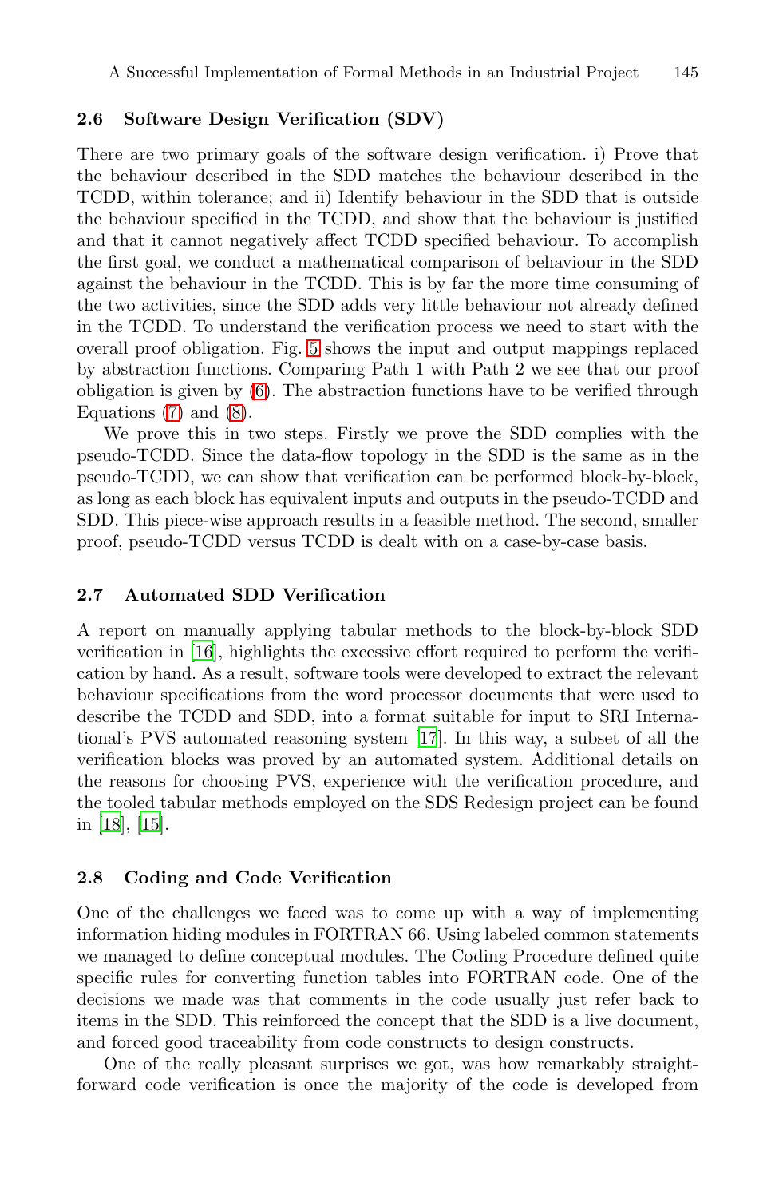### 2.6 Software Design Verification (SDV)

There are two primary goals of the software design verification. i) Prove that the behaviour described in the SDD matches the behaviour described in the TCDD, within tolerance; and ii) Identify behaviour in the SDD that is outside the behaviour specified in the TCDD, and show that the behaviour is justified and that it cannot negatively affect TCDD specified behaviour. To accomplish the first goal, we conduct a mathematical comparison of behaviour in the SDD against the behaviour in the TCDD. This is by far the more time consuming of the two activities, since the SDD adds very little behaviour not already defined in the TCDD. To understand the verification process we need to start with the overall proof obligation. Fig. 5 shows the input and output mappings replaced by abstraction functions. Comparing Path 1 with Path 2 we see that our proof obligation is given by (6). The abstraction functions have to be verified through Equations (7) and (8).

We prove this in two steps. Firstly we prove the SDD complies with the pseudo-TCDD. Since the data-flow topology in the SDD is the same as in the pseudo-TCDD, we can show that verification can be performed block-by-block, as long as each block has equivalent inputs and outputs in the pseudo-TCDD and SDD. This piece-wise approach results in a feasible method. The second, smaller proof, pseudo-TCDD versus TCDD is dealt with on a case-by-case basis.

### 2.7 Automated SDD Verification

A report on manually applying tabular methods to the block-by-block SDD verification in [16], highlights the excessive effort required to perform the verification by hand. As a result, software tools were developed to extract the relevant behaviour specifications from the word processor documents that were used to describe the TCDD and SDD, into a format suitable for input to SRI International's PVS automated reasoning system [17]. In this way, a subset of all the verification blocks was proved by an automated system. Additional details on the reasons for choosing PVS, experience with the verification procedure, and the tooled tabular methods employed on the SDS Redesign project can be found in [18], [15].

### 2.8 Coding and Code Verification

One of the challenges we faced was to come up with a way of implementing information hiding modules in FORTRAN 66. Using labeled common statements we managed to define conceptual modules. The Coding Procedure defined quite specific rules for converting function tables into FORTRAN code. One of the decisions we made was that comments in the code usually just refer back to items in the SDD. This reinforced the concept that the SDD is a live document, and forced good traceability from code constructs to design constructs.

One of the really pleasant surprises we got, was how remarkably straightforward code verification is once the majority of the code is developed from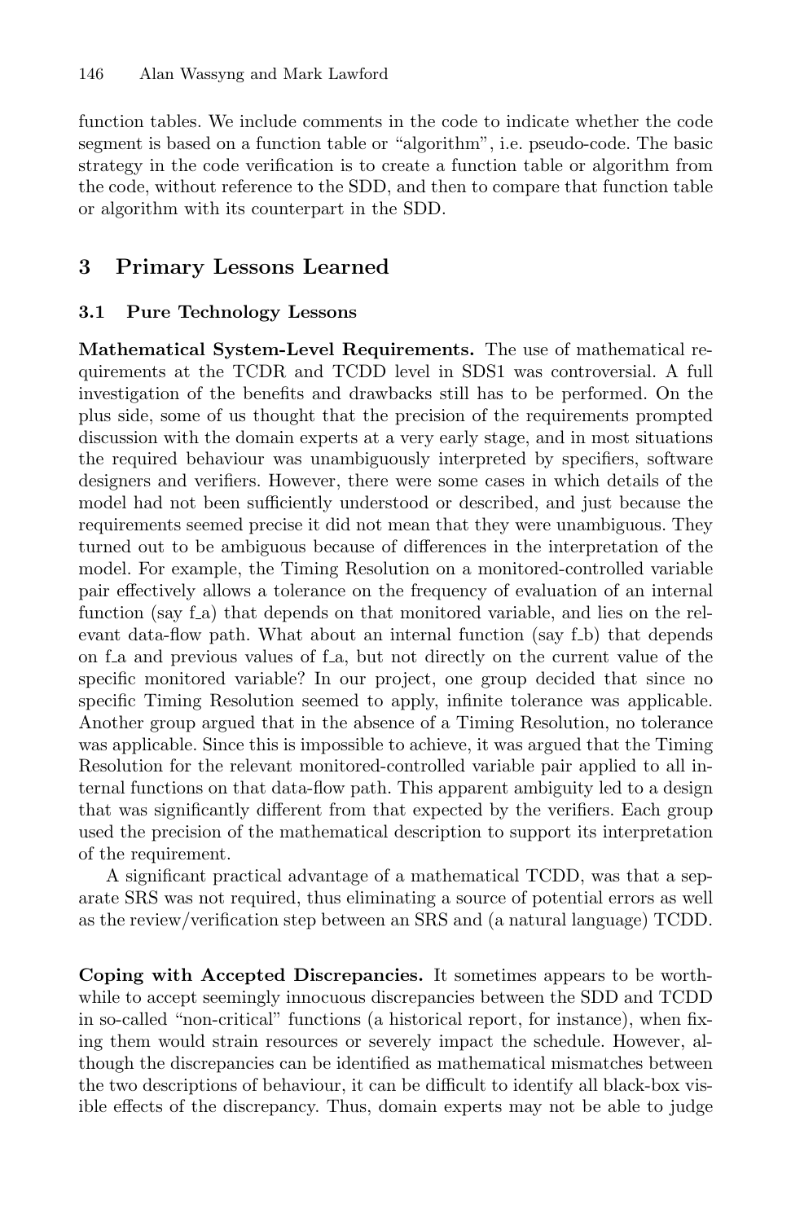function tables. We include comments in the code to indicate whether the code segment is based on a function table or "algorithm", i.e. pseudo-code. The basic strategy in the code verification is to create a function table or algorithm from the code, without reference to the SDD, and then to compare that function table or algorithm with its counterpart in the SDD.

## 3 Primary Lessons Learned

### 3.1 Pure Technology Lessons

**Mathematical System-Level Requirements.** The use of mathematical requirements at the TCDR and TCDD level in SDS1 was controversial. A full investigation of the benefits and drawbacks still has to be performed. On the plus side, some of us thought that the precision of the requirements prompted discussion with the domain experts at a very early stage, and in most situations the required behaviour was unambiguously interpreted by specifiers, software designers and verifiers. However, there were some cases in which details of the model had not been sufficiently understood or described, and just because the requirements seemed precise it did not mean that they were unambiguous. They turned out to be ambiguous because of differences in the interpretation of the model. For example, the Timing Resolution on a monitored-controlled variable pair effectively allows a tolerance on the frequency of evaluation of an internal function (say f_a) that depends on that monitored variable, and lies on the relevant data-flow path. What about an internal function (say f_b) that depends on f_a and previous values of f_a, but not directly on the current value of the specific monitored variable? In our project, one group decided that since no specific Timing Resolution seemed to apply, infinite tolerance was applicable. Another group argued that in the absence of a Timing Resolution, no tolerance was applicable. Since this is impossible to achieve, it was argued that the Timing Resolution for the relevant monitored-controlled variable pair applied to all internal functions on that data-flow path. This apparent ambiguity led to a design that was significantly different from that expected by the verifiers. Each group used the precision of the mathematical description to support its interpretation of the requirement.

A significant practical advantage of a mathematical TCDD, was that a separate SRS was not required, thus eliminating a source of potential errors as well as the review/verification step between an SRS and (a natural language) TCDD.

**Coping with Accepted Discrepancies.** It sometimes appears to be worthwhile to accept seemingly innocuous discrepancies between the SDD and TCDD in so-called "non-critical" functions (a historical report, for instance), when fixing them would strain resources or severely impact the schedule. However, although the discrepancies can be identified as mathematical mismatches between the two descriptions of behaviour, it can be difficult to identify all black-box visible effects of the discrepancy. Thus, domain experts may not be able to judge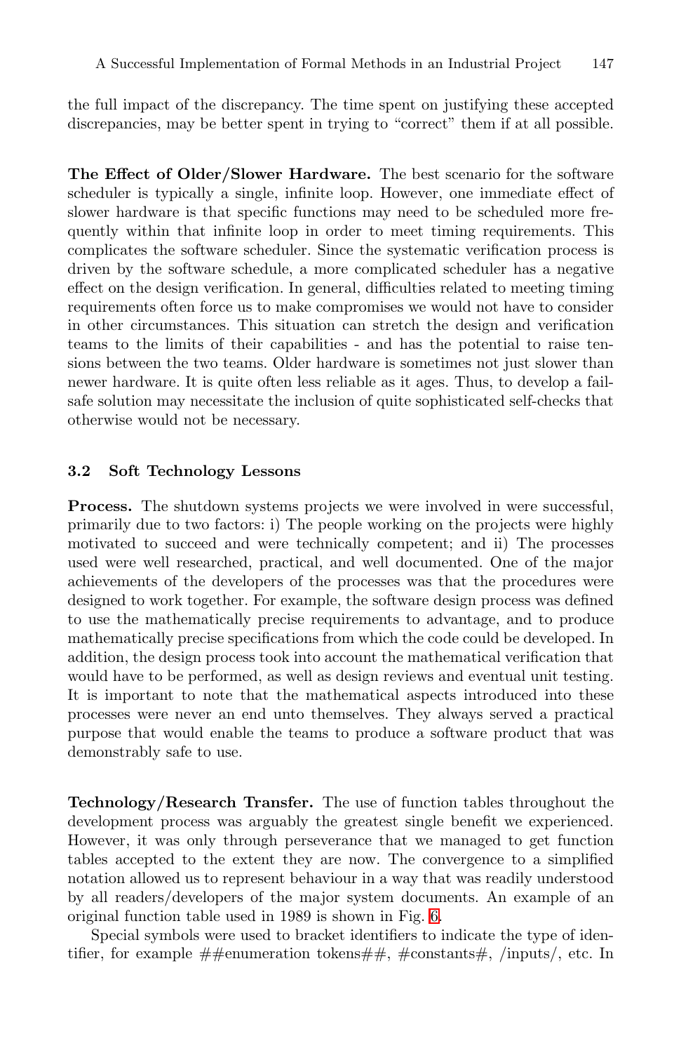the full impact of the discrepancy. The time spent on justifying these accepted discrepancies, may be better spent in trying to "correct" them if at all possible.

**The Effect of Older/Slower Hardware.** The best scenario for the software scheduler is typically a single, infinite loop. However, one immediate effect of slower hardware is that specific functions may need to be scheduled more frequently within that infinite loop in order to meet timing requirements. This complicates the software scheduler. Since the systematic verification process is driven by the software schedule, a more complicated scheduler has a negative effect on the design verification. In general, difficulties related to meeting timing requirements often force us to make compromises we would not have to consider in other circumstances. This situation can stretch the design and verification teams to the limits of their capabilities - and has the potential to raise tensions between the two teams. Older hardware is sometimes not just slower than newer hardware. It is quite often less reliable as it ages. Thus, to develop a fail-safe solution may necessitate the inclusion of quite sophisticated self-checks that otherwise would not be necessary.

### 3.2 Soft Technology Lessons

**Process.** The shutdown systems projects we were involved in were successful, primarily due to two factors: i) The people working on the projects were highly motivated to succeed and were technically competent; and ii) The processes used were well researched, practical, and well documented. One of the major achievements of the developers of the processes was that the procedures were designed to work together. For example, the software design process was defined to use the mathematically precise requirements to advantage, and to produce mathematically precise specifications from which the code could be developed. In addition, the design process took into account the mathematical verification that would have to be performed, as well as design reviews and eventual unit testing. It is important to note that the mathematical aspects introduced into these processes were never an end unto themselves. They always served a practical purpose that would enable the teams to produce a software product that was demonstrably safe to use.

**Technology/Research Transfer.** The use of function tables throughout the development process was arguably the greatest single benefit we experienced. However, it was only through perseverance that we managed to get function tables accepted to the extent they are now. The convergence to a simplified notation allowed us to represent behaviour in a way that was readily understood by all readers/developers of the major system documents. An example of an original function table used in 1989 is shown in Fig. 6.

Special symbols were used to bracket identifiers to indicate the type of identifier, for example ##enumeration tokens##, #constants#, /inputs/, etc. In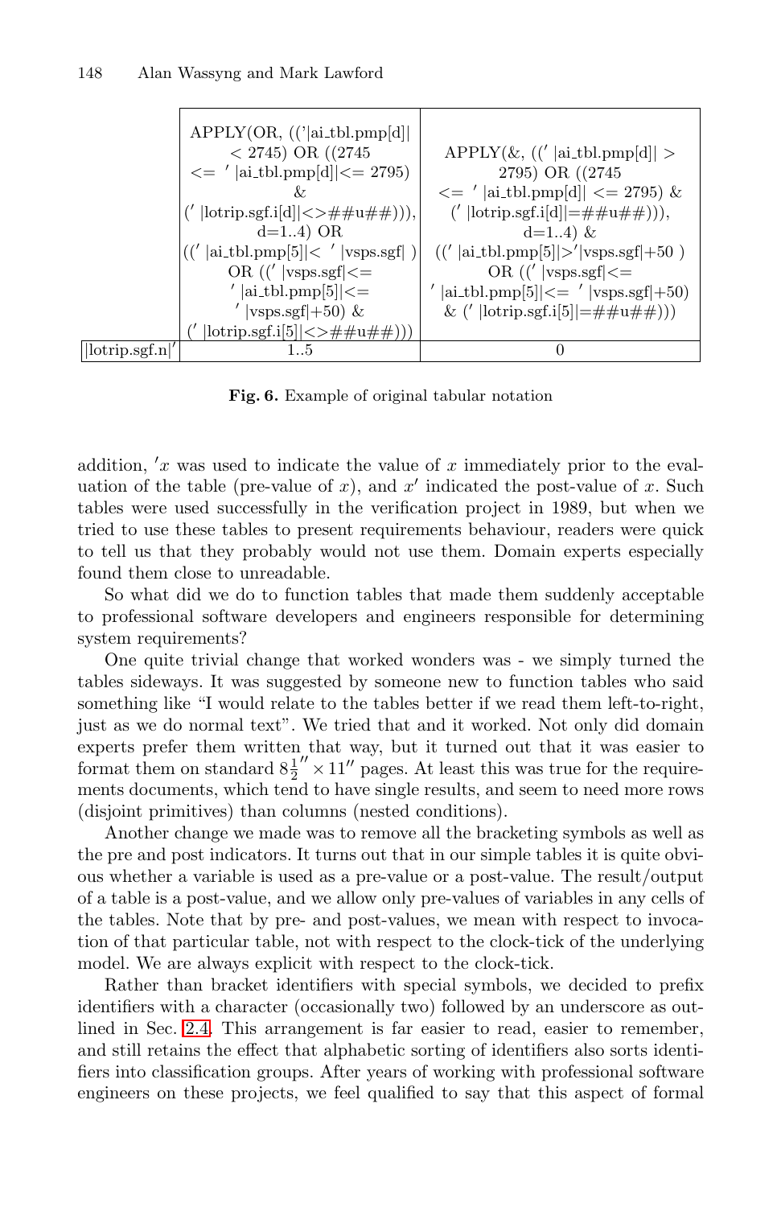| | APPLY(OR, (('&#124;ai_tbl.pmp[d]&#124; < 2745) OR ((2745 <= ' &#124;ai_tbl.pmp[d]&#124;<= 2795) & (' &#124;lotrip.sgf.i[d]&#124;<>##u##))), d=1..4) OR ((' &#124;ai_tbl.pmp[5]&#124;< ' &#124;vsps.sgf&#124; ) OR ((' &#124;vsps.sgf&#124;<= ' &#124;ai_tbl.pmp[5]&#124;<= ' &#124;vsps.sgf&#124;+50) & (' &#124;lotrip.sgf.i[5]&#124;<>##u##))) | APPLY(&, ((' &#124;ai_tbl.pmp[d]&#124; > 2795) OR ((2745 <= ' &#124;ai_tbl.pmp[d]&#124; <= 2795) & (' &#124;lotrip.sgf.i[d]&#124;=##u##))), d=1..4) & ((' &#124;ai_tbl.pmp[5]&#124;>'&#124;vsps.sgf&#124;+50 ) OR ((' &#124;vsps.sgf&#124;<= ' &#124;ai_tbl.pmp[5]&#124;<= ' &#124;vsps.sgf&#124;+50) & (' &#124;lotrip.sgf.i[5]&#124;=##u##))) |
|---|---|---|
| &#124;lotrip.sgf.n&#124;' | 1..5 | 0 |

**Fig. 6.** Example of original tabular notation

addition, $'x$ was used to indicate the value of $x$ immediately prior to the evaluation of the table (pre-value of $x$), and $x'$ indicated the post-value of $x$. Such tables were used successfully in the verification project in 1989, but when we tried to use these tables to present requirements behaviour, readers were quick to tell us that they probably would not use them. Domain experts especially found them close to unreadable.

So what did we do to function tables that made them suddenly acceptable to professional software developers and engineers responsible for determining system requirements?

One quite trivial change that worked wonders was - we simply turned the tables sideways. It was suggested by someone new to function tables who said something like "I would relate to the tables better if we read them left-to-right, just as we do normal text". We tried that and it worked. Not only did domain experts prefer them written that way, but it turned out that it was easier to format them on standard $8\frac{1}{2}'' \times 11''$ pages. At least this was true for the requirements documents, which tend to have single results, and seem to need more rows (disjoint primitives) than columns (nested conditions).

Another change we made was to remove all the bracketing symbols as well as the pre and post indicators. It turns out that in our simple tables it is quite obvious whether a variable is used as a pre-value or a post-value. The result/output of a table is a post-value, and we allow only pre-values of variables in any cells of the tables. Note that by pre- and post-values, we mean with respect to invocation of that particular table, not with respect to the clock-tick of the underlying model. We are always explicit with respect to the clock-tick.

Rather than bracket identifiers with special symbols, we decided to prefix identifiers with a character (occasionally two) followed by an underscore as outlined in Sec. 2.4. This arrangement is far easier to read, easier to remember, and still retains the effect that alphabetic sorting of identifiers also sorts identifiers into classification groups. After years of working with professional software engineers on these projects, we feel qualified to say that this aspect of formal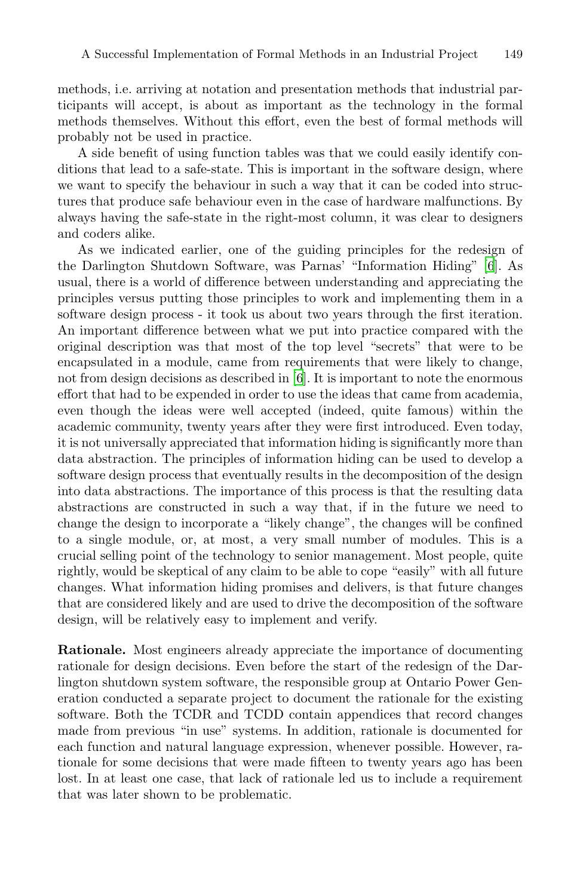methods, i.e. arriving at notation and presentation methods that industrial participants will accept, is about as important as the technology in the formal methods themselves. Without this effort, even the best of formal methods will probably not be used in practice.

A side benefit of using function tables was that we could easily identify conditions that lead to a safe-state. This is important in the software design, where we want to specify the behaviour in such a way that it can be coded into structures that produce safe behaviour even in the case of hardware malfunctions. By always having the safe-state in the right-most column, it was clear to designers and coders alike.

As we indicated earlier, one of the guiding principles for the redesign of the Darlington Shutdown Software, was Parnas' "Information Hiding" [6]. As usual, there is a world of difference between understanding and appreciating the principles versus putting those principles to work and implementing them in a software design process - it took us about two years through the first iteration. An important difference between what we put into practice compared with the original description was that most of the top level "secrets" that were to be encapsulated in a module, came from requirements that were likely to change, not from design decisions as described in [6]. It is important to note the enormous effort that had to be expended in order to use the ideas that came from academia, even though the ideas were well accepted (indeed, quite famous) within the academic community, twenty years after they were first introduced. Even today, it is not universally appreciated that information hiding is significantly more than data abstraction. The principles of information hiding can be used to develop a software design process that eventually results in the decomposition of the design into data abstractions. The importance of this process is that the resulting data abstractions are constructed in such a way that, if in the future we need to change the design to incorporate a "likely change", the changes will be confined to a single module, or, at most, a very small number of modules. This is a crucial selling point of the technology to senior management. Most people, quite rightly, would be skeptical of any claim to be able to cope "easily" with all future changes. What information hiding promises and delivers, is that future changes that are considered likely and are used to drive the decomposition of the software design, will be relatively easy to implement and verify.

**Rationale.** Most engineers already appreciate the importance of documenting rationale for design decisions. Even before the start of the redesign of the Darlington shutdown system software, the responsible group at Ontario Power Generation conducted a separate project to document the rationale for the existing software. Both the TCDR and TCDD contain appendices that record changes made from previous "in use" systems. In addition, rationale is documented for each function and natural language expression, whenever possible. However, rationale for some decisions that were made fifteen to twenty years ago has been lost. In at least one case, that lack of rationale led us to include a requirement that was later shown to be problematic.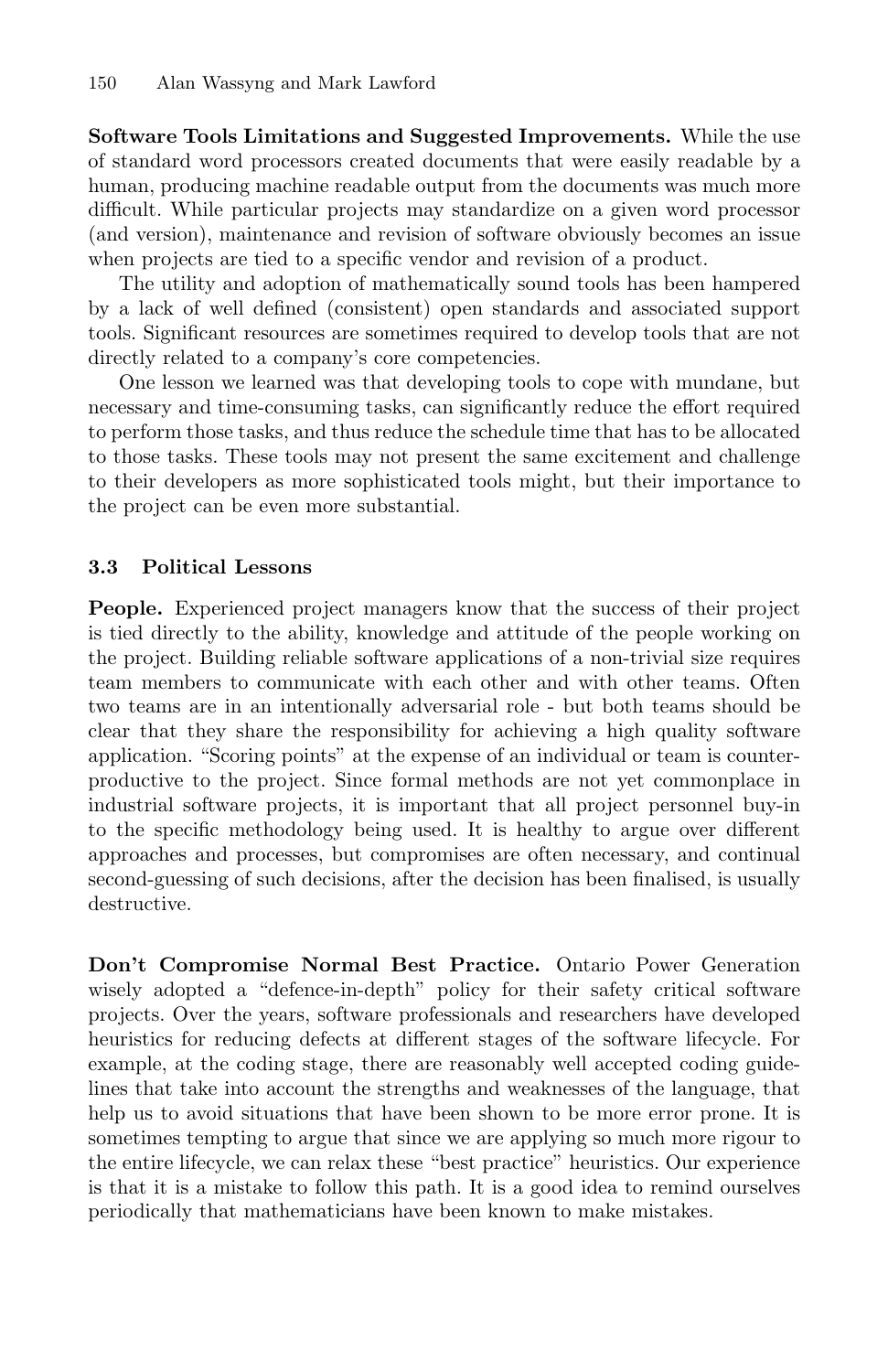**Software Tools Limitations and Suggested Improvements.** While the use of standard word processors created documents that were easily readable by a human, producing machine readable output from the documents was much more difficult. While particular projects may standardize on a given word processor (and version), maintenance and revision of software obviously becomes an issue when projects are tied to a specific vendor and revision of a product.

The utility and adoption of mathematically sound tools has been hampered by a lack of well defined (consistent) open standards and associated support tools. Significant resources are sometimes required to develop tools that are not directly related to a company's core competencies.

One lesson we learned was that developing tools to cope with mundane, but necessary and time-consuming tasks, can significantly reduce the effort required to perform those tasks, and thus reduce the schedule time that has to be allocated to those tasks. These tools may not present the same excitement and challenge to their developers as more sophisticated tools might, but their importance to the project can be even more substantial.

### 3.3 Political Lessons

**People.** Experienced project managers know that the success of their project is tied directly to the ability, knowledge and attitude of the people working on the project. Building reliable software applications of a non-trivial size requires team members to communicate with each other and with other teams. Often two teams are in an intentionally adversarial role - but both teams should be clear that they share the responsibility for achieving a high quality software application. "Scoring points" at the expense of an individual or team is counter-productive to the project. Since formal methods are not yet commonplace in industrial software projects, it is important that all project personnel buy-in to the specific methodology being used. It is healthy to argue over different approaches and processes, but compromises are often necessary, and continual second-guessing of such decisions, after the decision has been finalised, is usually destructive.

**Don't Compromise Normal Best Practice.** Ontario Power Generation wisely adopted a "defence-in-depth" policy for their safety critical software projects. Over the years, software professionals and researchers have developed heuristics for reducing defects at different stages of the software lifecycle. For example, at the coding stage, there are reasonably well accepted coding guidelines that take into account the strengths and weaknesses of the language, that help us to avoid situations that have been shown to be more error prone. It is sometimes tempting to argue that since we are applying so much more rigour to the entire lifecycle, we can relax these "best practice" heuristics. Our experience is that it is a mistake to follow this path. It is a good idea to remind ourselves periodically that mathematicians have been known to make mistakes.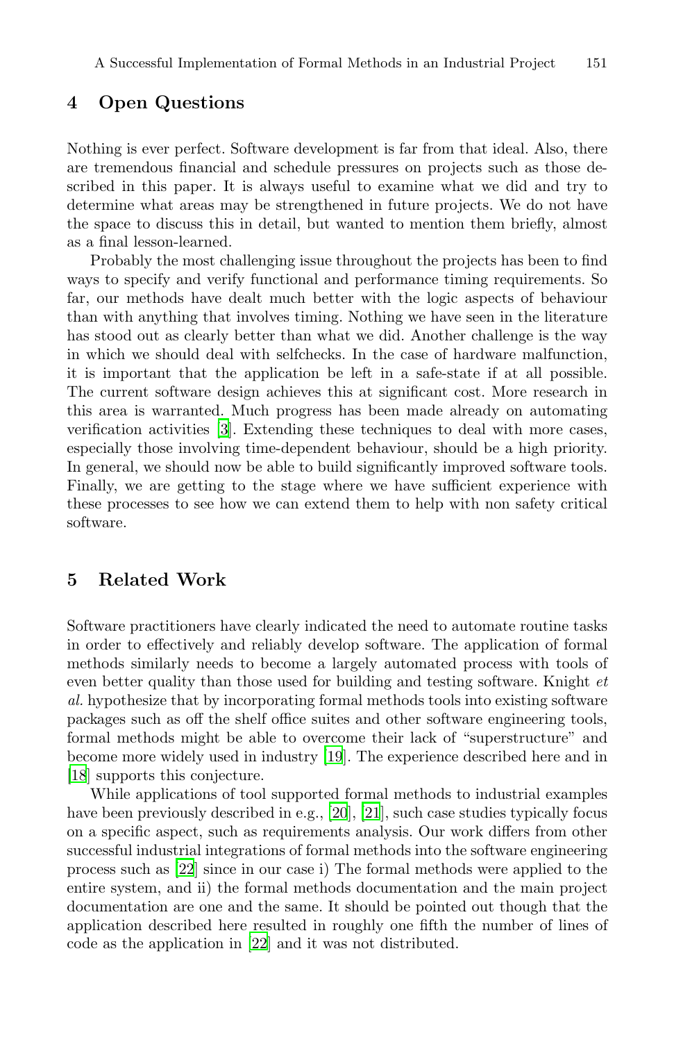## 4 Open Questions

Nothing is ever perfect. Software development is far from that ideal. Also, there are tremendous financial and schedule pressures on projects such as those described in this paper. It is always useful to examine what we did and try to determine what areas may be strengthened in future projects. We do not have the space to discuss this in detail, but wanted to mention them briefly, almost as a final lesson-learned.

Probably the most challenging issue throughout the projects has been to find ways to specify and verify functional and performance timing requirements. So far, our methods have dealt much better with the logic aspects of behaviour than with anything that involves timing. Nothing we have seen in the literature has stood out as clearly better than what we did. Another challenge is the way in which we should deal with selfchecks. In the case of hardware malfunction, it is important that the application be left in a safe-state if at all possible. The current software design achieves this at significant cost. More research in this area is warranted. Much progress has been made already on automating verification activities [3]. Extending these techniques to deal with more cases, especially those involving time-dependent behaviour, should be a high priority. In general, we should now be able to build significantly improved software tools. Finally, we are getting to the stage where we have sufficient experience with these processes to see how we can extend them to help with non safety critical software.

## 5 Related Work

Software practitioners have clearly indicated the need to automate routine tasks in order to effectively and reliably develop software. The application of formal methods similarly needs to become a largely automated process with tools of even better quality than those used for building and testing software. Knight *et al.* hypothesize that by incorporating formal methods tools into existing software packages such as off the shelf office suites and other software engineering tools, formal methods might be able to overcome their lack of "superstructure" and become more widely used in industry [19]. The experience described here and in [18] supports this conjecture.

While applications of tool supported formal methods to industrial examples have been previously described in e.g., [20], [21], such case studies typically focus on a specific aspect, such as requirements analysis. Our work differs from other successful industrial integrations of formal methods into the software engineering process such as [22] since in our case i) The formal methods were applied to the entire system, and ii) the formal methods documentation and the main project documentation are one and the same. It should be pointed out though that the application described here resulted in roughly one fifth the number of lines of code as the application in [22] and it was not distributed.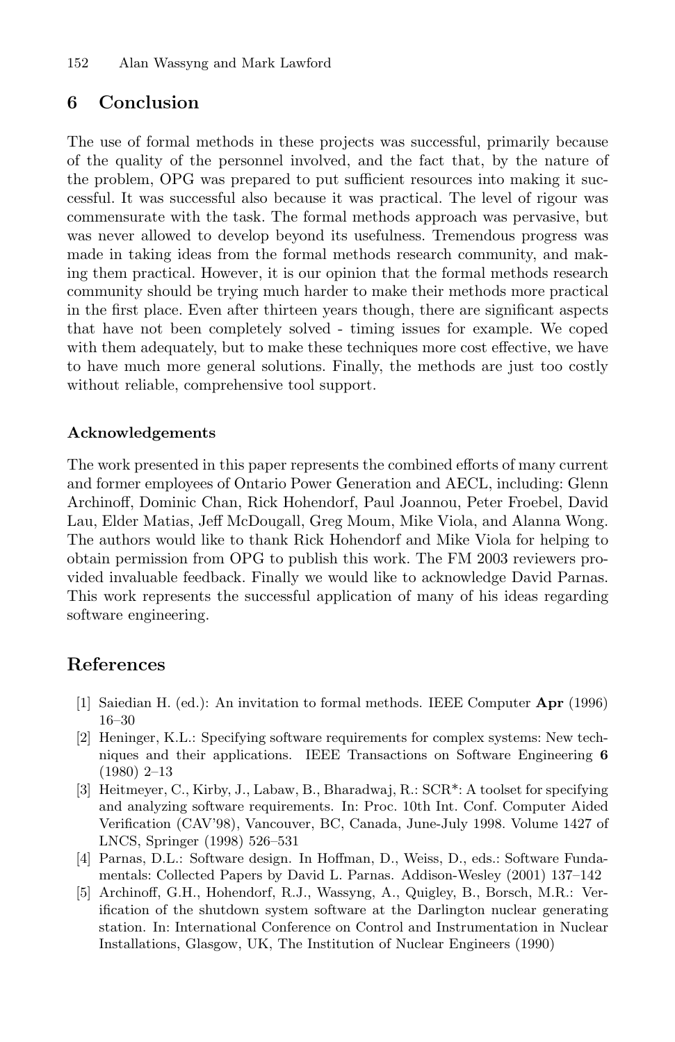## 6 Conclusion

The use of formal methods in these projects was successful, primarily because of the quality of the personnel involved, and the fact that, by the nature of the problem, OPG was prepared to put sufficient resources into making it successful. It was successful also because it was practical. The level of rigour was commensurate with the task. The formal methods approach was pervasive, but was never allowed to develop beyond its usefulness. Tremendous progress was made in taking ideas from the formal methods research community, and making them practical. However, it is our opinion that the formal methods research community should be trying much harder to make their methods more practical in the first place. Even after thirteen years though, there are significant aspects that have not been completely solved - timing issues for example. We coped with them adequately, but to make these techniques more cost effective, we have to have much more general solutions. Finally, the methods are just too costly without reliable, comprehensive tool support.

### Acknowledgements

The work presented in this paper represents the combined efforts of many current and former employees of Ontario Power Generation and AECL, including: Glenn Archinoff, Dominic Chan, Rick Hohendorf, Paul Joannou, Peter Froebel, David Lau, Elder Matias, Jeff McDougall, Greg Moum, Mike Viola, and Alanna Wong. The authors would like to thank Rick Hohendorf and Mike Viola for helping to obtain permission from OPG to publish this work. The FM 2003 reviewers provided invaluable feedback. Finally we would like to acknowledge David Parnas. This work represents the successful application of many of his ideas regarding software engineering.

## References

[1] Saiedian H. (ed.): An invitation to formal methods. IEEE Computer **Apr** (1996) 16–30

[2] Heninger, K.L.: Specifying software requirements for complex systems: New techniques and their applications. IEEE Transactions on Software Engineering **6** (1980) 2–13

[3] Heitmeyer, C., Kirby, J., Labaw, B., Bharadwaj, R.: SCR*: A toolset for specifying and analyzing software requirements. In: Proc. 10th Int. Conf. Computer Aided Verification (CAV'98), Vancouver, BC, Canada, June-July 1998. Volume 1427 of LNCS, Springer (1998) 526–531

[4] Parnas, D.L.: Software design. In Hoffman, D., Weiss, D., eds.: Software Fundamentals: Collected Papers by David L. Parnas. Addison-Wesley (2001) 137–142

[5] Archinoff, G.H., Hohendorf, R.J., Wassyng, A., Quigley, B., Borsch, M.R.: Verification of the shutdown system software at the Darlington nuclear generating station. In: International Conference on Control and Instrumentation in Nuclear Installations, Glasgow, UK, The Institution of Nuclear Engineers (1990)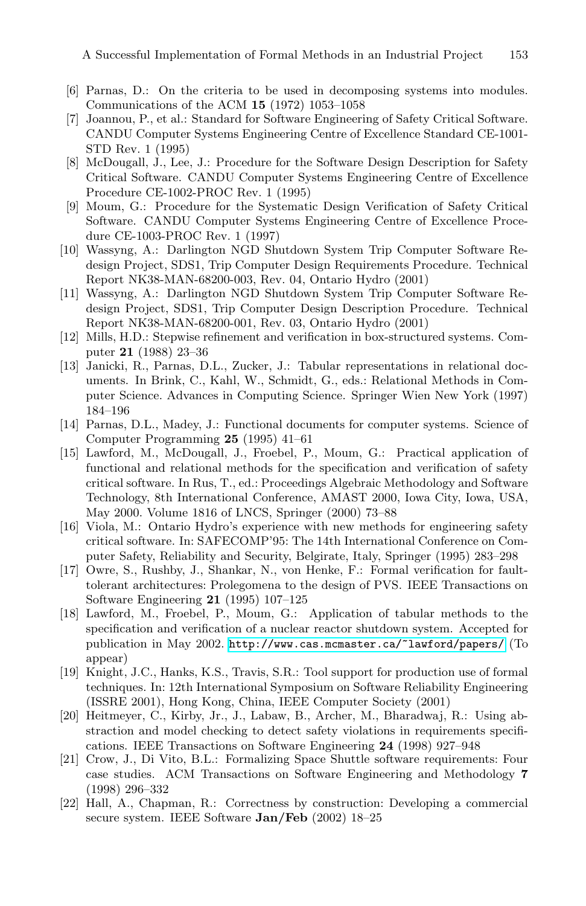[6] Parnas, D.: On the criteria to be used in decomposing systems into modules. Communications of the ACM **15** (1972) 1053–1058

[7] Joannou, P., et al.: Standard for Software Engineering of Safety Critical Software. CANDU Computer Systems Engineering Centre of Excellence Standard CE-1001-STD Rev. 1 (1995)

[8] McDougall, J., Lee, J.: Procedure for the Software Design Description for Safety Critical Software. CANDU Computer Systems Engineering Centre of Excellence Procedure CE-1002-PROC Rev. 1 (1995)

[9] Moum, G.: Procedure for the Systematic Design Verification of Safety Critical Software. CANDU Computer Systems Engineering Centre of Excellence Procedure CE-1003-PROC Rev. 1 (1997)

[10] Wassyng, A.: Darlington NGD Shutdown System Trip Computer Software Redesign Project, SDS1, Trip Computer Design Requirements Procedure. Technical Report NK38-MAN-68200-003, Rev. 04, Ontario Hydro (2001)

[11] Wassyng, A.: Darlington NGD Shutdown System Trip Computer Software Redesign Project, SDS1, Trip Computer Design Description Procedure. Technical Report NK38-MAN-68200-001, Rev. 03, Ontario Hydro (2001)

[12] Mills, H.D.: Stepwise refinement and verification in box-structured systems. Computer **21** (1988) 23–36

[13] Janicki, R., Parnas, D.L., Zucker, J.: Tabular representations in relational documents. In Brink, C., Kahl, W., Schmidt, G., eds.: Relational Methods in Computer Science. Advances in Computing Science. Springer Wien New York (1997) 184–196

[14] Parnas, D.L., Madey, J.: Functional documents for computer systems. Science of Computer Programming **25** (1995) 41–61

[15] Lawford, M., McDougall, J., Froebel, P., Moum, G.: Practical application of functional and relational methods for the specification and verification of safety critical software. In Rus, T., ed.: Proceedings Algebraic Methodology and Software Technology, 8th International Conference, AMAST 2000, Iowa City, Iowa, USA, May 2000. Volume 1816 of LNCS, Springer (2000) 73–88

[16] Viola, M.: Ontario Hydro's experience with new methods for engineering safety critical software. In: SAFECOMP'95: The 14th International Conference on Computer Safety, Reliability and Security, Belgirate, Italy, Springer (1995) 283–298

[17] Owre, S., Rushby, J., Shankar, N., von Henke, F.: Formal verification for fault-tolerant architectures: Prolegomena to the design of PVS. IEEE Transactions on Software Engineering **21** (1995) 107–125

[18] Lawford, M., Froebel, P., Moum, G.: Application of tabular methods to the specification and verification of a nuclear reactor shutdown system. Accepted for publication in May 2002. http://www.cas.mcmaster.ca/~lawford/papers/ (To appear)

[19] Knight, J.C., Hanks, K.S., Travis, S.R.: Tool support for production use of formal techniques. In: 12th International Symposium on Software Reliability Engineering (ISSRE 2001), Hong Kong, China, IEEE Computer Society (2001)

[20] Heitmeyer, C., Kirby, Jr., J., Labaw, B., Archer, M., Bharadwaj, R.: Using abstraction and model checking to detect safety violations in requirements specifications. IEEE Transactions on Software Engineering **24** (1998) 927–948

[21] Crow, J., Di Vito, B.L.: Formalizing Space Shuttle software requirements: Four case studies. ACM Transactions on Software Engineering and Methodology **7** (1998) 296–332

[22] Hall, A., Chapman, R.: Correctness by construction: Developing a commercial secure system. IEEE Software **Jan/Feb** (2002) 18–25